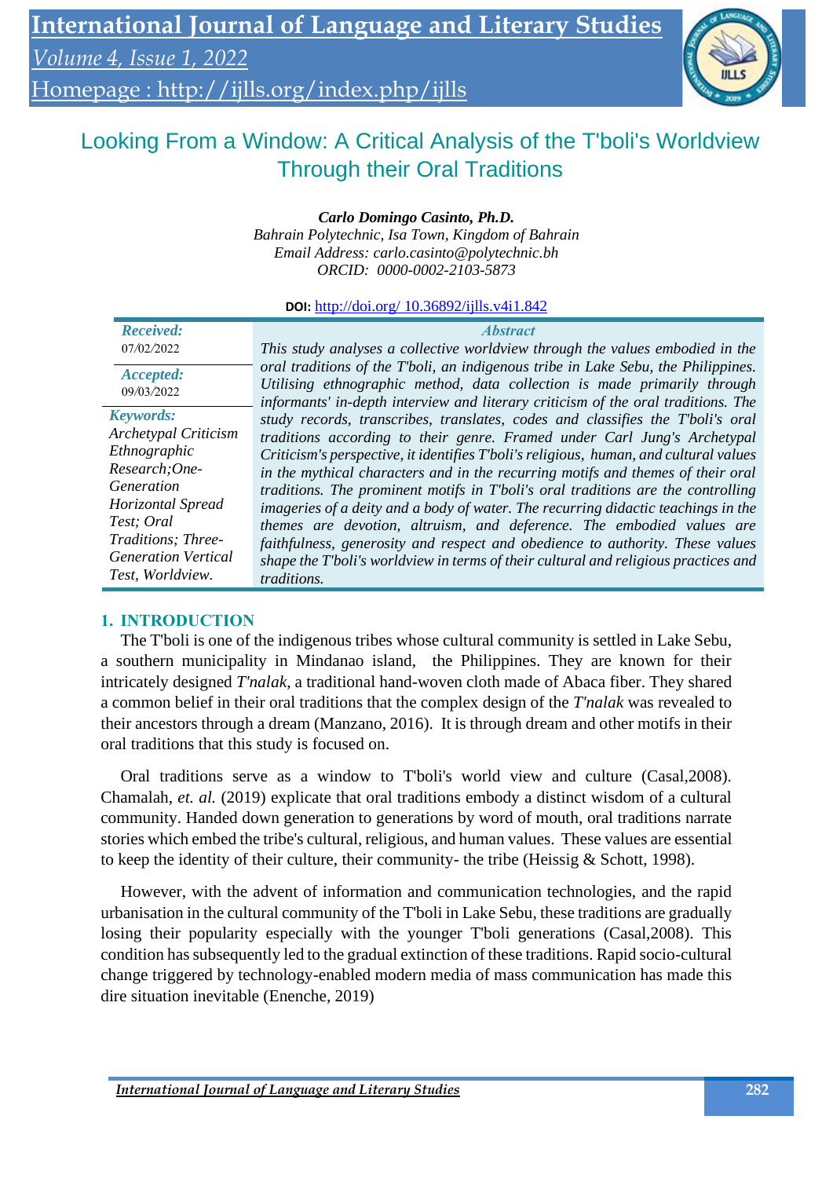# Looking From a Window: A Critical Analysis of the T'boli's Worldview Through their Oral Traditions

***Carlo Domingo Casinto, Ph.D.***
*Bahrain Polytechnic, Isa Town, Kingdom of Bahrain*
*Email Address: carlo.casinto@polytechnic.bh*
*ORCID: 0000-0002-2103-5873*

**DOI:** http://doi.org/ 10.36892/ijlls.v4i1.842

***Received:*** 07/02/2022

***Accepted:*** 09/03/2022

***Keywords:*** *Archetypal Criticism Ethnographic Research;One-Generation Horizontal Spread Test; Oral Traditions; Three-Generation Vertical Test, Worldview.*

***Abstract***

*This study analyses a collective worldview through the values embodied in the oral traditions of the T'boli, an indigenous tribe in Lake Sebu, the Philippines. Utilising ethnographic method, data collection is made primarily through informants' in-depth interview and literary criticism of the oral traditions. The study records, transcribes, translates, codes and classifies the T'boli's oral traditions according to their genre. Framed under Carl Jung's Archetypal Criticism's perspective, it identifies T'boli's religious, human, and cultural values in the mythical characters and in the recurring motifs and themes of their oral traditions. The prominent motifs in T'boli's oral traditions are the controlling imageries of a deity and a body of water. The recurring didactic teachings in the themes are devotion, altruism, and deference. The embodied values are faithfulness, generosity and respect and obedience to authority. These values shape the T'boli's worldview in terms of their cultural and religious practices and traditions.*

## 1. INTRODUCTION

The T'boli is one of the indigenous tribes whose cultural community is settled in Lake Sebu, a southern municipality in Mindanao island, the Philippines. They are known for their intricately designed *T'nalak*, a traditional hand-woven cloth made of Abaca fiber. They shared a common belief in their oral traditions that the complex design of the *T'nalak* was revealed to their ancestors through a dream (Manzano, 2016). It is through dream and other motifs in their oral traditions that this study is focused on.

Oral traditions serve as a window to T'boli's world view and culture (Casal,2008). Chamalah, *et. al.* (2019) explicate that oral traditions embody a distinct wisdom of a cultural community. Handed down generation to generations by word of mouth, oral traditions narrate stories which embed the tribe's cultural, religious, and human values. These values are essential to keep the identity of their culture, their community- the tribe (Heissig & Schott, 1998).

However, with the advent of information and communication technologies, and the rapid urbanisation in the cultural community of the T'boli in Lake Sebu, these traditions are gradually losing their popularity especially with the younger T'boli generations (Casal,2008). This condition has subsequently led to the gradual extinction of these traditions. Rapid socio-cultural change triggered by technology-enabled modern media of mass communication has made this dire situation inevitable (Enenche, 2019)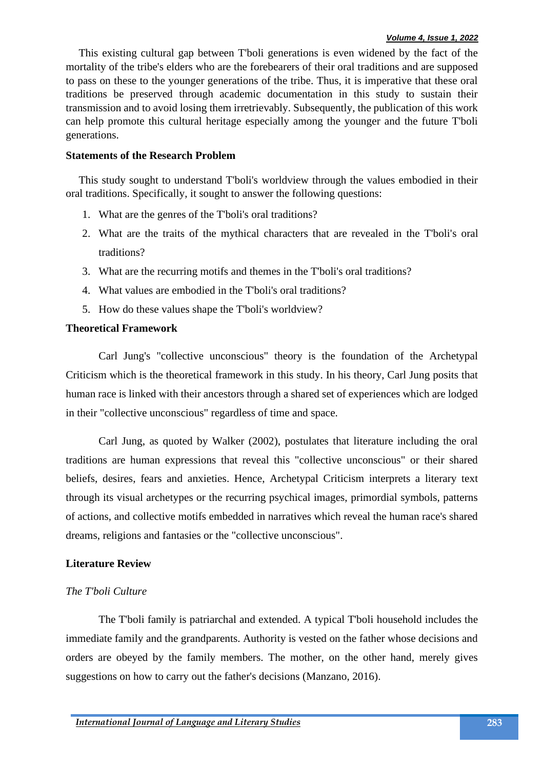This existing cultural gap between T'boli generations is even widened by the fact of the mortality of the tribe's elders who are the forebearers of their oral traditions and are supposed to pass on these to the younger generations of the tribe. Thus, it is imperative that these oral traditions be preserved through academic documentation in this study to sustain their transmission and to avoid losing them irretrievably. Subsequently, the publication of this work can help promote this cultural heritage especially among the younger and the future T'boli generations.

## Statements of the Research Problem

This study sought to understand T'boli's worldview through the values embodied in their oral traditions. Specifically, it sought to answer the following questions:

1. What are the genres of the T'boli's oral traditions?
2. What are the traits of the mythical characters that are revealed in the T'boli's oral traditions?
3. What are the recurring motifs and themes in the T'boli's oral traditions?
4. What values are embodied in the T'boli's oral traditions?
5. How do these values shape the T'boli's worldview?

## Theoretical Framework

Carl Jung's "collective unconscious" theory is the foundation of the Archetypal Criticism which is the theoretical framework in this study. In his theory, Carl Jung posits that human race is linked with their ancestors through a shared set of experiences which are lodged in their "collective unconscious" regardless of time and space.

Carl Jung, as quoted by Walker (2002), postulates that literature including the oral traditions are human expressions that reveal this "collective unconscious" or their shared beliefs, desires, fears and anxieties. Hence, Archetypal Criticism interprets a literary text through its visual archetypes or the recurring psychical images, primordial symbols, patterns of actions, and collective motifs embedded in narratives which reveal the human race's shared dreams, religions and fantasies or the "collective unconscious".

## Literature Review

### *The T'boli Culture*

The T'boli family is patriarchal and extended. A typical T'boli household includes the immediate family and the grandparents. Authority is vested on the father whose decisions and orders are obeyed by the family members. The mother, on the other hand, merely gives suggestions on how to carry out the father's decisions (Manzano, 2016).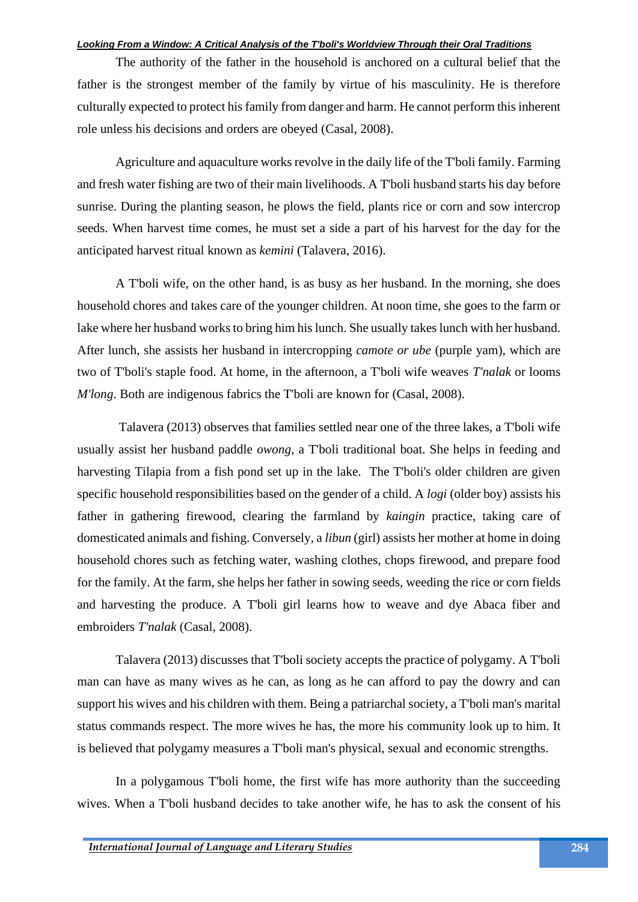The authority of the father in the household is anchored on a cultural belief that the father is the strongest member of the family by virtue of his masculinity. He is therefore culturally expected to protect his family from danger and harm. He cannot perform this inherent role unless his decisions and orders are obeyed (Casal, 2008).

Agriculture and aquaculture works revolve in the daily life of the T'boli family. Farming and fresh water fishing are two of their main livelihoods. A T'boli husband starts his day before sunrise. During the planting season, he plows the field, plants rice or corn and sow intercrop seeds. When harvest time comes, he must set a side a part of his harvest for the day for the anticipated harvest ritual known as *kemini* (Talavera, 2016).

A T'boli wife, on the other hand, is as busy as her husband. In the morning, she does household chores and takes care of the younger children. At noon time, she goes to the farm or lake where her husband works to bring him his lunch. She usually takes lunch with her husband. After lunch, she assists her husband in intercropping *camote or ube* (purple yam), which are two of T'boli's staple food. At home, in the afternoon, a T'boli wife weaves *T'nalak* or looms *M'long*. Both are indigenous fabrics the T'boli are known for (Casal, 2008).

Talavera (2013) observes that families settled near one of the three lakes, a T'boli wife usually assist her husband paddle *owong*, a T'boli traditional boat. She helps in feeding and harvesting Tilapia from a fish pond set up in the lake. The T'boli's older children are given specific household responsibilities based on the gender of a child. A *logi* (older boy) assists his father in gathering firewood, clearing the farmland by *kaingin* practice, taking care of domesticated animals and fishing. Conversely, a *libun* (girl) assists her mother at home in doing household chores such as fetching water, washing clothes, chops firewood, and prepare food for the family. At the farm, she helps her father in sowing seeds, weeding the rice or corn fields and harvesting the produce. A T'boli girl learns how to weave and dye Abaca fiber and embroiders *T'nalak* (Casal, 2008).

Talavera (2013) discusses that T'boli society accepts the practice of polygamy. A T'boli man can have as many wives as he can, as long as he can afford to pay the dowry and can support his wives and his children with them. Being a patriarchal society, a T'boli man's marital status commands respect. The more wives he has, the more his community look up to him. It is believed that polygamy measures a T'boli man's physical, sexual and economic strengths.

In a polygamous T'boli home, the first wife has more authority than the succeeding wives. When a T'boli husband decides to take another wife, he has to ask the consent of his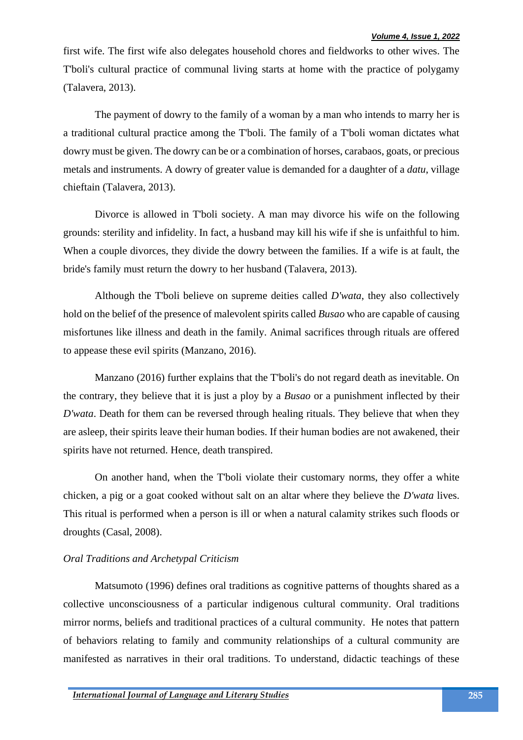first wife. The first wife also delegates household chores and fieldworks to other wives. The T'boli's cultural practice of communal living starts at home with the practice of polygamy (Talavera, 2013).

The payment of dowry to the family of a woman by a man who intends to marry her is a traditional cultural practice among the T'boli. The family of a T'boli woman dictates what dowry must be given. The dowry can be or a combination of horses, carabaos, goats, or precious metals and instruments. A dowry of greater value is demanded for a daughter of a *datu*, village chieftain (Talavera, 2013).

Divorce is allowed in T'boli society. A man may divorce his wife on the following grounds: sterility and infidelity. In fact, a husband may kill his wife if she is unfaithful to him. When a couple divorces, they divide the dowry between the families. If a wife is at fault, the bride's family must return the dowry to her husband (Talavera, 2013).

Although the T'boli believe on supreme deities called *D'wata*, they also collectively hold on the belief of the presence of malevolent spirits called *Busao* who are capable of causing misfortunes like illness and death in the family. Animal sacrifices through rituals are offered to appease these evil spirits (Manzano, 2016).

Manzano (2016) further explains that the T'boli's do not regard death as inevitable. On the contrary, they believe that it is just a ploy by a *Busao* or a punishment inflected by their *D'wata*. Death for them can be reversed through healing rituals. They believe that when they are asleep, their spirits leave their human bodies. If their human bodies are not awakened, their spirits have not returned. Hence, death transpired.

On another hand, when the T'boli violate their customary norms, they offer a white chicken, a pig or a goat cooked without salt on an altar where they believe the *D'wata* lives. This ritual is performed when a person is ill or when a natural calamity strikes such floods or droughts (Casal, 2008).

*Oral Traditions and Archetypal Criticism*

Matsumoto (1996) defines oral traditions as cognitive patterns of thoughts shared as a collective unconsciousness of a particular indigenous cultural community. Oral traditions mirror norms, beliefs and traditional practices of a cultural community. He notes that pattern of behaviors relating to family and community relationships of a cultural community are manifested as narratives in their oral traditions. To understand, didactic teachings of these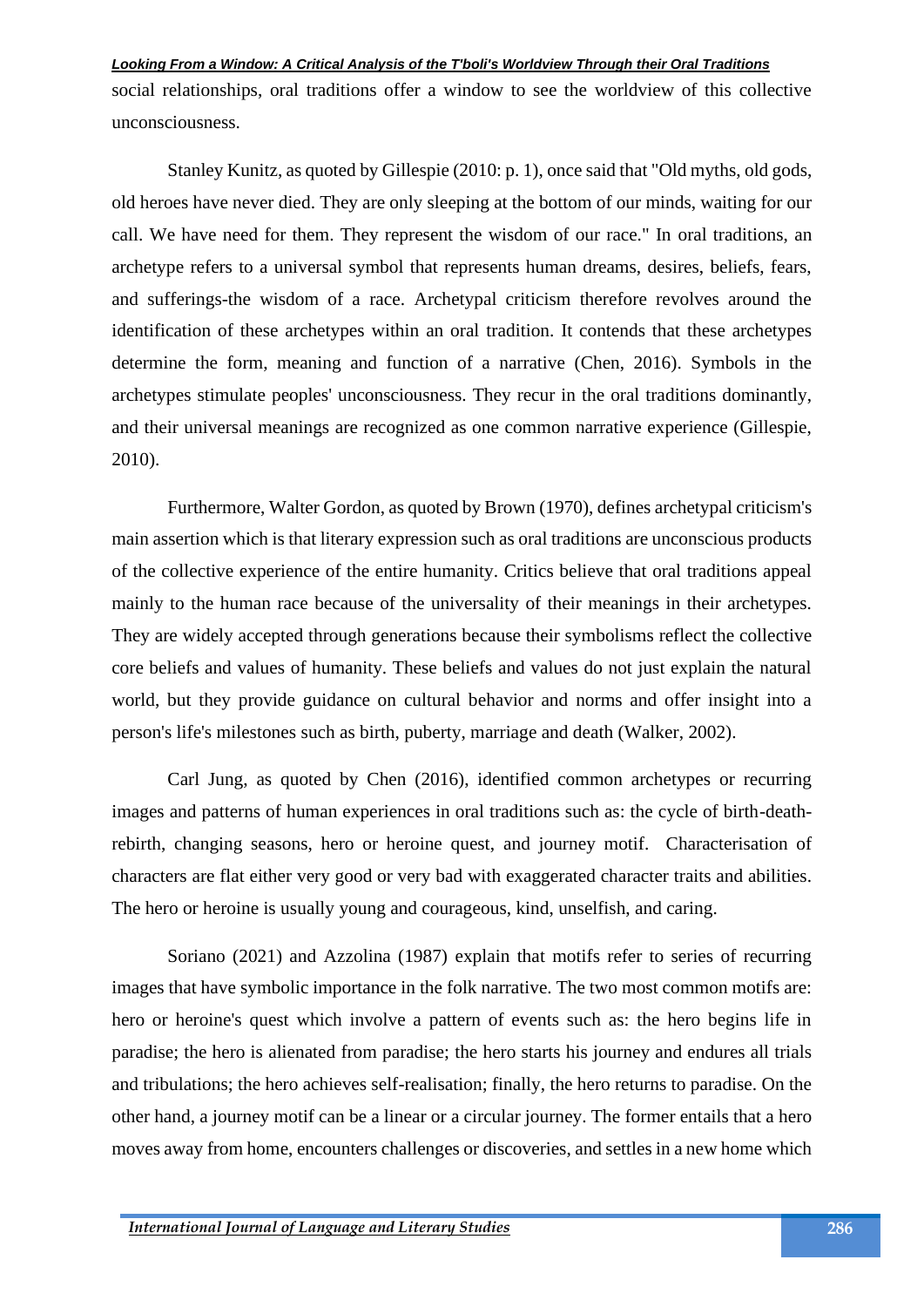social relationships, oral traditions offer a window to see the worldview of this collective unconsciousness.

Stanley Kunitz, as quoted by Gillespie (2010: p. 1), once said that "Old myths, old gods, old heroes have never died. They are only sleeping at the bottom of our minds, waiting for our call. We have need for them. They represent the wisdom of our race." In oral traditions, an archetype refers to a universal symbol that represents human dreams, desires, beliefs, fears, and sufferings-the wisdom of a race. Archetypal criticism therefore revolves around the identification of these archetypes within an oral tradition. It contends that these archetypes determine the form, meaning and function of a narrative (Chen, 2016). Symbols in the archetypes stimulate peoples' unconsciousness. They recur in the oral traditions dominantly, and their universal meanings are recognized as one common narrative experience (Gillespie, 2010).

Furthermore, Walter Gordon, as quoted by Brown (1970), defines archetypal criticism's main assertion which is that literary expression such as oral traditions are unconscious products of the collective experience of the entire humanity. Critics believe that oral traditions appeal mainly to the human race because of the universality of their meanings in their archetypes. They are widely accepted through generations because their symbolisms reflect the collective core beliefs and values of humanity. These beliefs and values do not just explain the natural world, but they provide guidance on cultural behavior and norms and offer insight into a person's life's milestones such as birth, puberty, marriage and death (Walker, 2002).

Carl Jung, as quoted by Chen (2016), identified common archetypes or recurring images and patterns of human experiences in oral traditions such as: the cycle of birth-death-rebirth, changing seasons, hero or heroine quest, and journey motif. Characterisation of characters are flat either very good or very bad with exaggerated character traits and abilities. The hero or heroine is usually young and courageous, kind, unselfish, and caring.

Soriano (2021) and Azzolina (1987) explain that motifs refer to series of recurring images that have symbolic importance in the folk narrative. The two most common motifs are: hero or heroine's quest which involve a pattern of events such as: the hero begins life in paradise; the hero is alienated from paradise; the hero starts his journey and endures all trials and tribulations; the hero achieves self-realisation; finally, the hero returns to paradise. On the other hand, a journey motif can be a linear or a circular journey. The former entails that a hero moves away from home, encounters challenges or discoveries, and settles in a new home which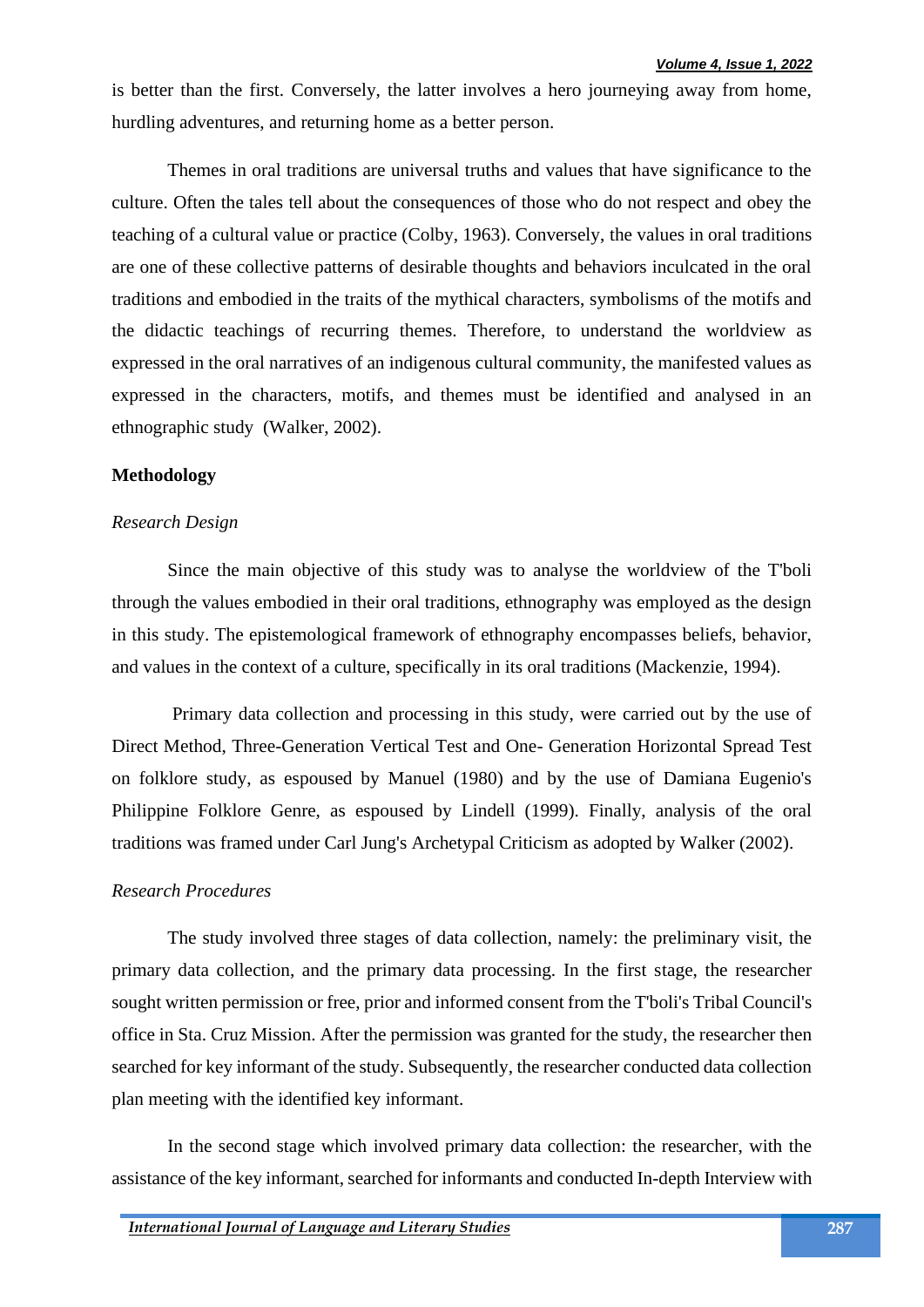is better than the first. Conversely, the latter involves a hero journeying away from home, hurdling adventures, and returning home as a better person.

Themes in oral traditions are universal truths and values that have significance to the culture. Often the tales tell about the consequences of those who do not respect and obey the teaching of a cultural value or practice (Colby, 1963). Conversely, the values in oral traditions are one of these collective patterns of desirable thoughts and behaviors inculcated in the oral traditions and embodied in the traits of the mythical characters, symbolisms of the motifs and the didactic teachings of recurring themes. Therefore, to understand the worldview as expressed in the oral narratives of an indigenous cultural community, the manifested values as expressed in the characters, motifs, and themes must be identified and analysed in an ethnographic study (Walker, 2002).

## Methodology

### *Research Design*

Since the main objective of this study was to analyse the worldview of the T'boli through the values embodied in their oral traditions, ethnography was employed as the design in this study. The epistemological framework of ethnography encompasses beliefs, behavior, and values in the context of a culture, specifically in its oral traditions (Mackenzie, 1994).

Primary data collection and processing in this study, were carried out by the use of Direct Method, Three-Generation Vertical Test and One- Generation Horizontal Spread Test on folklore study, as espoused by Manuel (1980) and by the use of Damiana Eugenio's Philippine Folklore Genre, as espoused by Lindell (1999). Finally, analysis of the oral traditions was framed under Carl Jung's Archetypal Criticism as adopted by Walker (2002).

### *Research Procedures*

The study involved three stages of data collection, namely: the preliminary visit, the primary data collection, and the primary data processing. In the first stage, the researcher sought written permission or free, prior and informed consent from the T'boli's Tribal Council's office in Sta. Cruz Mission. After the permission was granted for the study, the researcher then searched for key informant of the study. Subsequently, the researcher conducted data collection plan meeting with the identified key informant.

In the second stage which involved primary data collection: the researcher, with the assistance of the key informant, searched for informants and conducted In-depth Interview with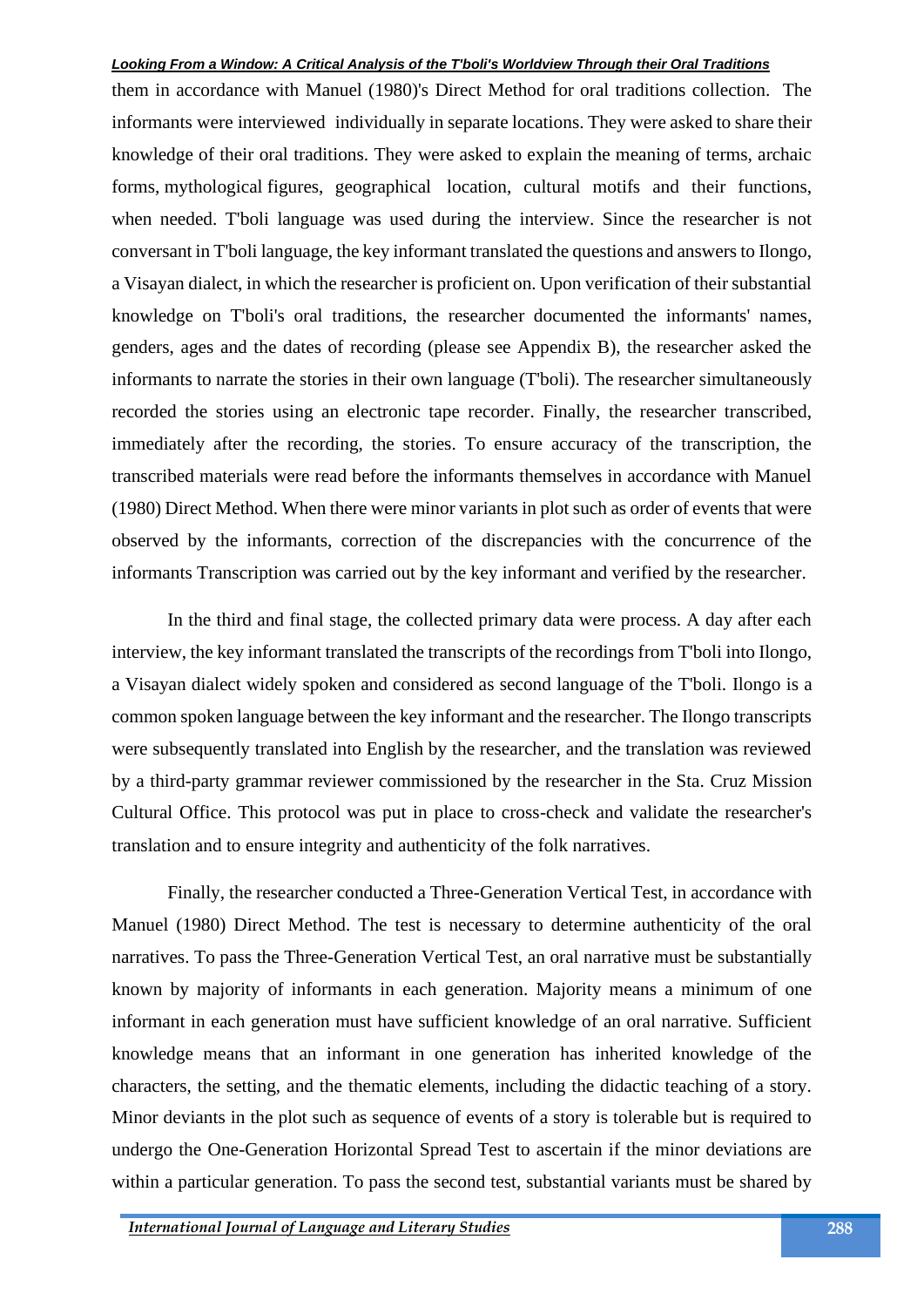them in accordance with Manuel (1980)'s Direct Method for oral traditions collection. The informants were interviewed individually in separate locations. They were asked to share their knowledge of their oral traditions. They were asked to explain the meaning of terms, archaic forms, mythological figures, geographical location, cultural motifs and their functions, when needed. T'boli language was used during the interview. Since the researcher is not conversant in T'boli language, the key informant translated the questions and answers to Ilongo, a Visayan dialect, in which the researcher is proficient on. Upon verification of their substantial knowledge on T'boli's oral traditions, the researcher documented the informants' names, genders, ages and the dates of recording (please see Appendix B), the researcher asked the informants to narrate the stories in their own language (T'boli). The researcher simultaneously recorded the stories using an electronic tape recorder. Finally, the researcher transcribed, immediately after the recording, the stories. To ensure accuracy of the transcription, the transcribed materials were read before the informants themselves in accordance with Manuel (1980) Direct Method. When there were minor variants in plot such as order of events that were observed by the informants, correction of the discrepancies with the concurrence of the informants Transcription was carried out by the key informant and verified by the researcher.

In the third and final stage, the collected primary data were process. A day after each interview, the key informant translated the transcripts of the recordings from T'boli into Ilongo, a Visayan dialect widely spoken and considered as second language of the T'boli. Ilongo is a common spoken language between the key informant and the researcher. The Ilongo transcripts were subsequently translated into English by the researcher, and the translation was reviewed by a third-party grammar reviewer commissioned by the researcher in the Sta. Cruz Mission Cultural Office. This protocol was put in place to cross-check and validate the researcher's translation and to ensure integrity and authenticity of the folk narratives.

Finally, the researcher conducted a Three-Generation Vertical Test, in accordance with Manuel (1980) Direct Method. The test is necessary to determine authenticity of the oral narratives. To pass the Three-Generation Vertical Test, an oral narrative must be substantially known by majority of informants in each generation. Majority means a minimum of one informant in each generation must have sufficient knowledge of an oral narrative. Sufficient knowledge means that an informant in one generation has inherited knowledge of the characters, the setting, and the thematic elements, including the didactic teaching of a story. Minor deviants in the plot such as sequence of events of a story is tolerable but is required to undergo the One-Generation Horizontal Spread Test to ascertain if the minor deviations are within a particular generation. To pass the second test, substantial variants must be shared by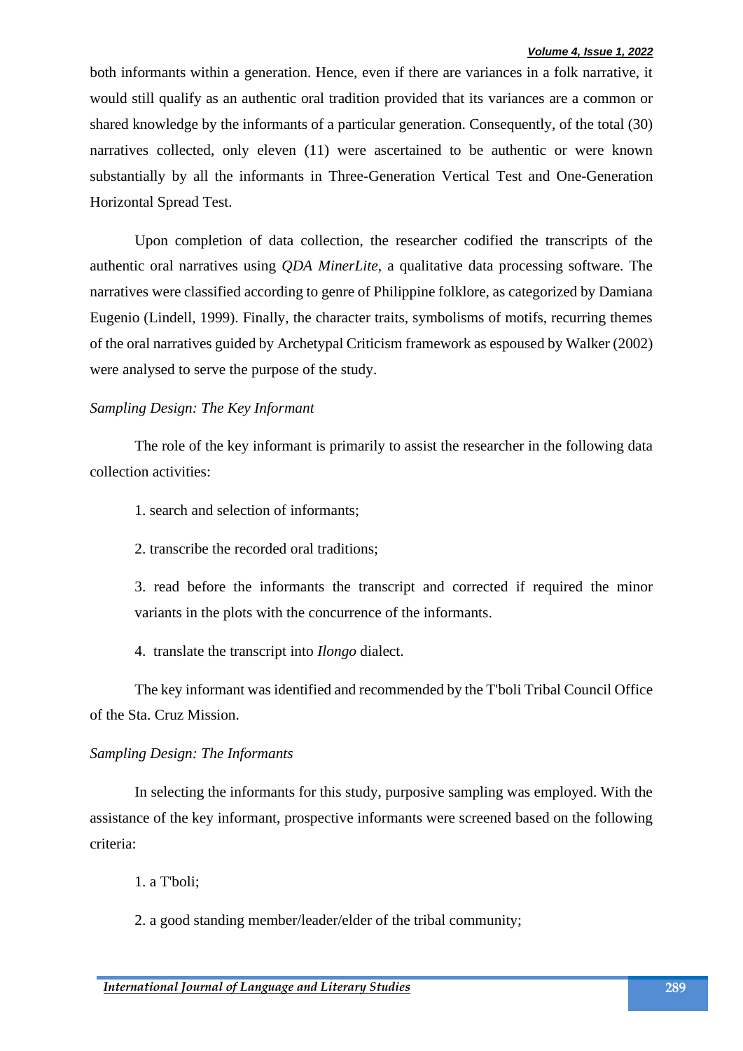both informants within a generation. Hence, even if there are variances in a folk narrative, it would still qualify as an authentic oral tradition provided that its variances are a common or shared knowledge by the informants of a particular generation. Consequently, of the total (30) narratives collected, only eleven (11) were ascertained to be authentic or were known substantially by all the informants in Three-Generation Vertical Test and One-Generation Horizontal Spread Test.

Upon completion of data collection, the researcher codified the transcripts of the authentic oral narratives using *QDA MinerLite*, a qualitative data processing software. The narratives were classified according to genre of Philippine folklore, as categorized by Damiana Eugenio (Lindell, 1999). Finally, the character traits, symbolisms of motifs, recurring themes of the oral narratives guided by Archetypal Criticism framework as espoused by Walker (2002) were analysed to serve the purpose of the study.

*Sampling Design: The Key Informant*

The role of the key informant is primarily to assist the researcher in the following data collection activities:

1. search and selection of informants;

2. transcribe the recorded oral traditions;

3. read before the informants the transcript and corrected if required the minor variants in the plots with the concurrence of the informants.

4. translate the transcript into *Ilongo* dialect.

The key informant was identified and recommended by the T'boli Tribal Council Office of the Sta. Cruz Mission.

*Sampling Design: The Informants*

In selecting the informants for this study, purposive sampling was employed. With the assistance of the key informant, prospective informants were screened based on the following criteria:

1. a T'boli;

2. a good standing member/leader/elder of the tribal community;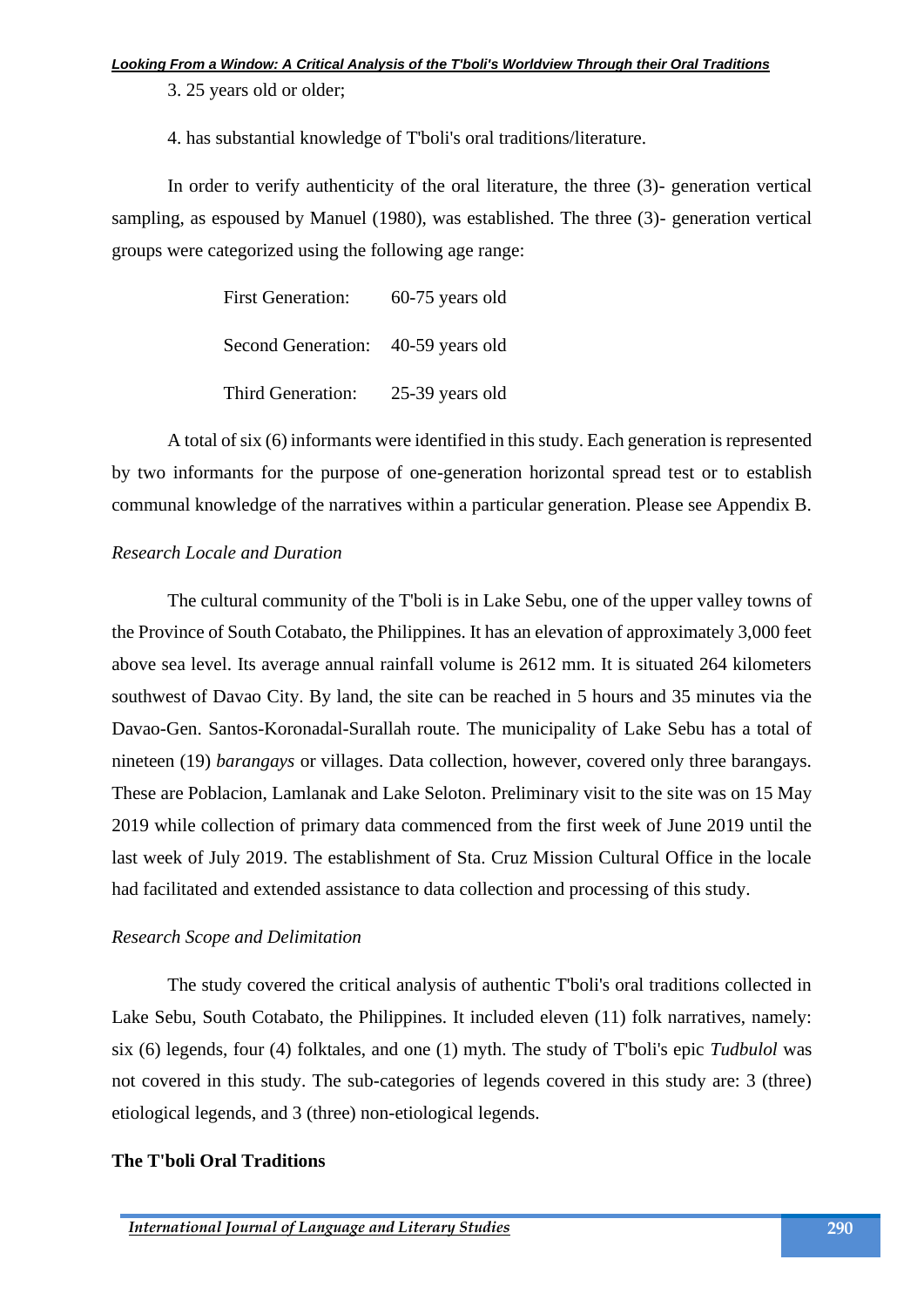3. 25 years old or older;

4. has substantial knowledge of T'boli's oral traditions/literature.

In order to verify authenticity of the oral literature, the three (3)- generation vertical sampling, as espoused by Manuel (1980), was established. The three (3)- generation vertical groups were categorized using the following age range:

| | |
|---|---|
| First Generation: | 60-75 years old |
| Second Generation: | 40-59 years old |
| Third Generation: | 25-39 years old |

A total of six (6) informants were identified in this study. Each generation is represented by two informants for the purpose of one-generation horizontal spread test or to establish communal knowledge of the narratives within a particular generation. Please see Appendix B.

*Research Locale and Duration*

The cultural community of the T'boli is in Lake Sebu, one of the upper valley towns of the Province of South Cotabato, the Philippines. It has an elevation of approximately 3,000 feet above sea level. Its average annual rainfall volume is 2612 mm. It is situated 264 kilometers southwest of Davao City. By land, the site can be reached in 5 hours and 35 minutes via the Davao-Gen. Santos-Koronadal-Surallah route. The municipality of Lake Sebu has a total of nineteen (19) *barangays* or villages. Data collection, however, covered only three barangays. These are Poblacion, Lamlanak and Lake Seloton. Preliminary visit to the site was on 15 May 2019 while collection of primary data commenced from the first week of June 2019 until the last week of July 2019. The establishment of Sta. Cruz Mission Cultural Office in the locale had facilitated and extended assistance to data collection and processing of this study.

*Research Scope and Delimitation*

The study covered the critical analysis of authentic T'boli's oral traditions collected in Lake Sebu, South Cotabato, the Philippines. It included eleven (11) folk narratives, namely: six (6) legends, four (4) folktales, and one (1) myth. The study of T'boli's epic *Tudbulol* was not covered in this study. The sub-categories of legends covered in this study are: 3 (three) etiological legends, and 3 (three) non-etiological legends.

**The T'boli Oral Traditions**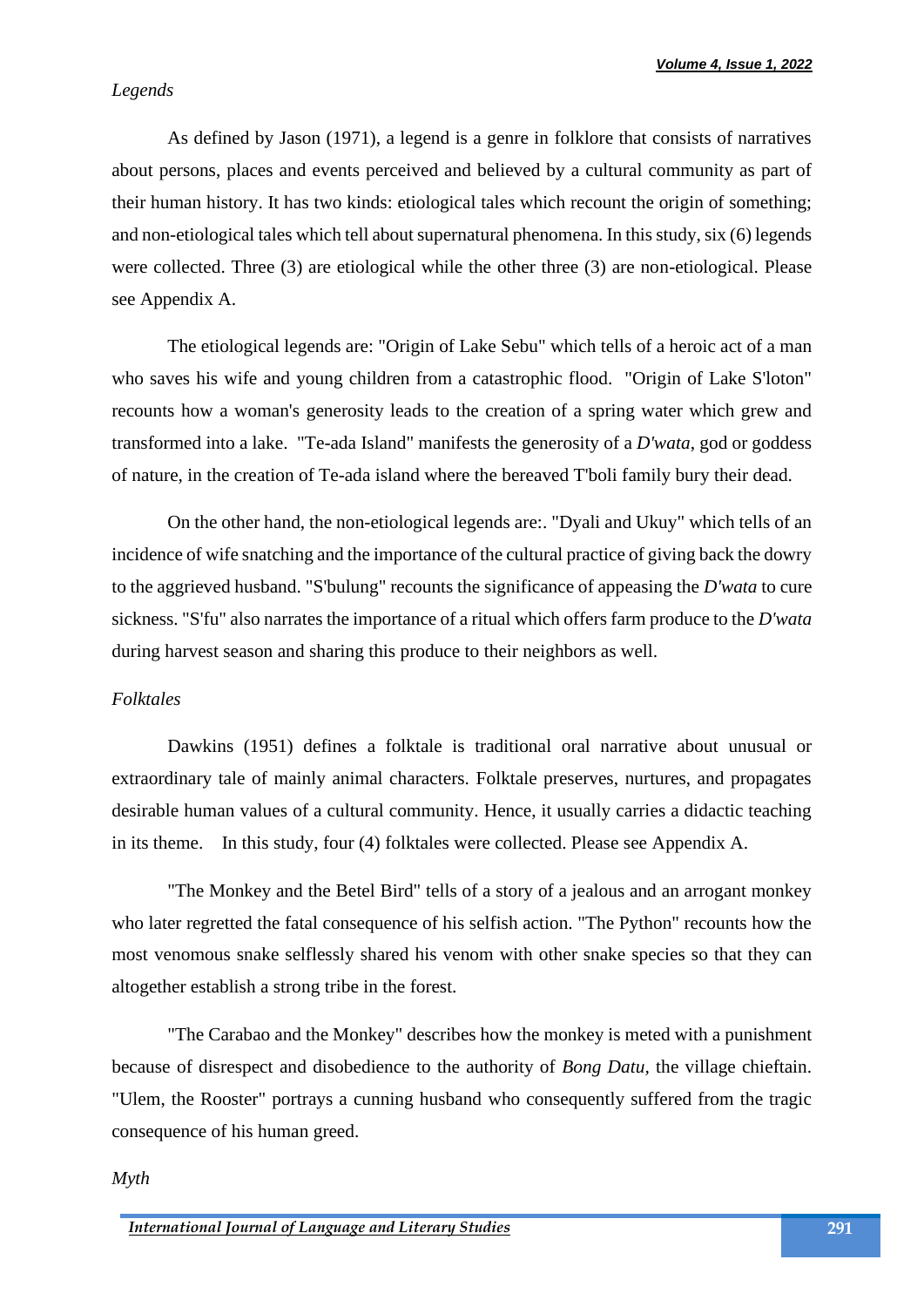*Legends*

As defined by Jason (1971), a legend is a genre in folklore that consists of narratives about persons, places and events perceived and believed by a cultural community as part of their human history. It has two kinds: etiological tales which recount the origin of something; and non-etiological tales which tell about supernatural phenomena. In this study, six (6) legends were collected. Three (3) are etiological while the other three (3) are non-etiological. Please see Appendix A.

The etiological legends are: "Origin of Lake Sebu" which tells of a heroic act of a man who saves his wife and young children from a catastrophic flood. "Origin of Lake S'loton" recounts how a woman's generosity leads to the creation of a spring water which grew and transformed into a lake. "Te-ada Island" manifests the generosity of a *D'wata*, god or goddess of nature, in the creation of Te-ada island where the bereaved T'boli family bury their dead.

On the other hand, the non-etiological legends are:. "Dyali and Ukuy" which tells of an incidence of wife snatching and the importance of the cultural practice of giving back the dowry to the aggrieved husband. "S'bulung" recounts the significance of appeasing the *D'wata* to cure sickness. "S'fu" also narrates the importance of a ritual which offers farm produce to the *D'wata* during harvest season and sharing this produce to their neighbors as well.

*Folktales*

Dawkins (1951) defines a folktale is traditional oral narrative about unusual or extraordinary tale of mainly animal characters. Folktale preserves, nurtures, and propagates desirable human values of a cultural community. Hence, it usually carries a didactic teaching in its theme. In this study, four (4) folktales were collected. Please see Appendix A.

"The Monkey and the Betel Bird" tells of a story of a jealous and an arrogant monkey who later regretted the fatal consequence of his selfish action. "The Python" recounts how the most venomous snake selflessly shared his venom with other snake species so that they can altogether establish a strong tribe in the forest.

"The Carabao and the Monkey" describes how the monkey is meted with a punishment because of disrespect and disobedience to the authority of *Bong Datu*, the village chieftain. "Ulem, the Rooster" portrays a cunning husband who consequently suffered from the tragic consequence of his human greed.

*Myth*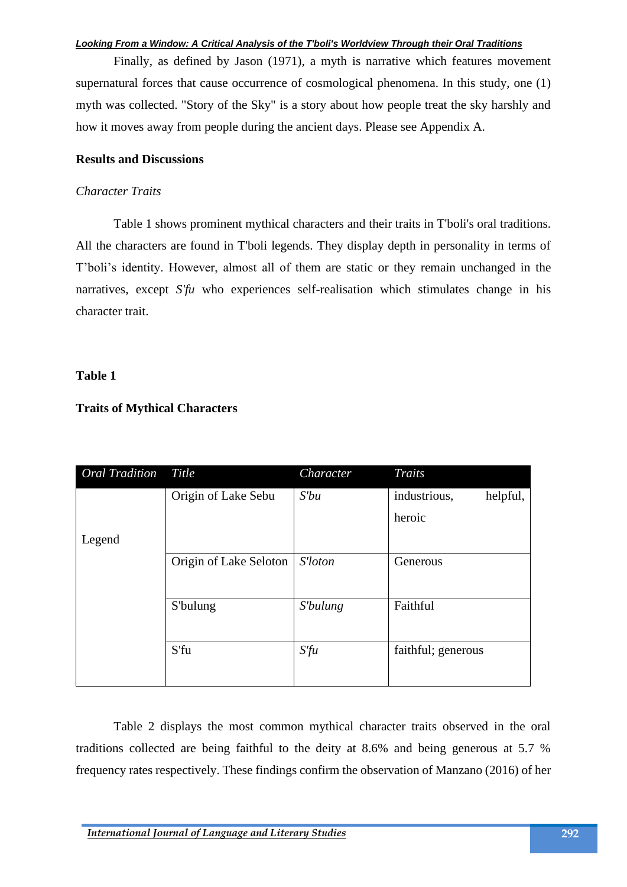Finally, as defined by Jason (1971), a myth is narrative which features movement supernatural forces that cause occurrence of cosmological phenomena. In this study, one (1) myth was collected. "Story of the Sky" is a story about how people treat the sky harshly and how it moves away from people during the ancient days. Please see Appendix A.

## Results and Discussions

### *Character Traits*

Table 1 shows prominent mythical characters and their traits in T'boli's oral traditions. All the characters are found in T'boli legends. They display depth in personality in terms of T'boli's identity. However, almost all of them are static or they remain unchanged in the narratives, except *S'fu* who experiences self-realisation which stimulates change in his character trait.

**Table 1**

**Traits of Mythical Characters**

| *Oral Tradition* | *Title* | *Character* | *Traits* |
|---|---|---|---|
| Legend | Origin of Lake Sebu | *S'bu* | industrious, helpful, heroic |
| | Origin of Lake Seloton | *S'loton* | Generous |
| | S'bulung | *S'bulung* | Faithful |
| | S'fu | *S'fu* | faithful; generous |

Table 2 displays the most common mythical character traits observed in the oral traditions collected are being faithful to the deity at 8.6% and being generous at 5.7 % frequency rates respectively. These findings confirm the observation of Manzano (2016) of her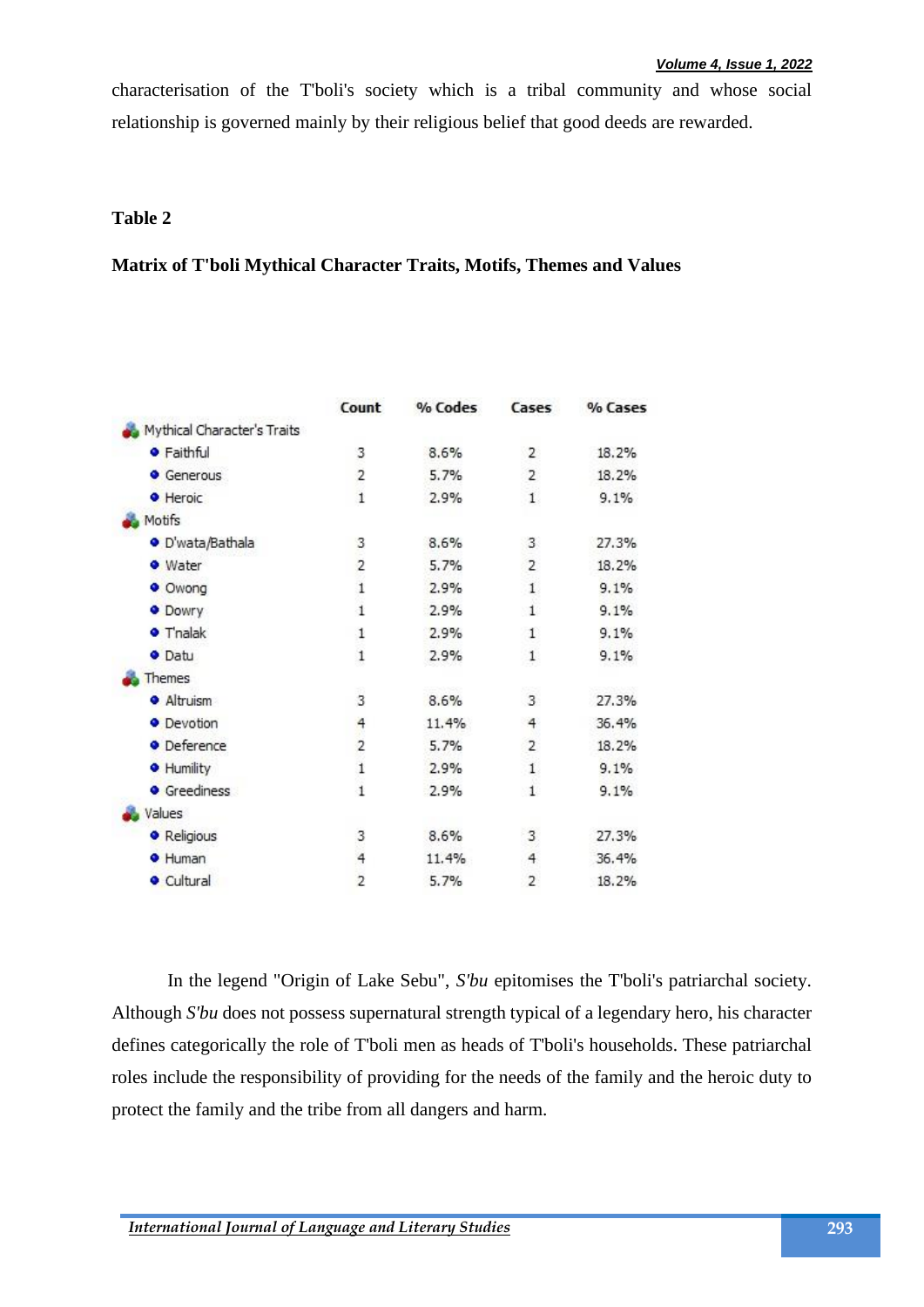characterisation of the T'boli's society which is a tribal community and whose social relationship is governed mainly by their religious belief that good deeds are rewarded.

**Table 2**

**Matrix of T'boli Mythical Character Traits, Motifs, Themes and Values**

| | Count | % Codes | Cases | % Cases |
|---|---|---|---|---|
| Mythical Character's Traits | | | | |
| Faithful | 3 | 8.6% | 2 | 18.2% |
| Generous | 2 | 5.7% | 2 | 18.2% |
| Heroic | 1 | 2.9% | 1 | 9.1% |
| Motifs | | | | |
| D'wata/Bathala | 3 | 8.6% | 3 | 27.3% |
| Water | 2 | 5.7% | 2 | 18.2% |
| Owong | 1 | 2.9% | 1 | 9.1% |
| Dowry | 1 | 2.9% | 1 | 9.1% |
| T'nalak | 1 | 2.9% | 1 | 9.1% |
| Datu | 1 | 2.9% | 1 | 9.1% |
| Themes | | | | |
| Altruism | 3 | 8.6% | 3 | 27.3% |
| Devotion | 4 | 11.4% | 4 | 36.4% |
| Deference | 2 | 5.7% | 2 | 18.2% |
| Humility | 1 | 2.9% | 1 | 9.1% |
| Greediness | 1 | 2.9% | 1 | 9.1% |
| Values | | | | |
| Religious | 3 | 8.6% | 3 | 27.3% |
| Human | 4 | 11.4% | 4 | 36.4% |
| Cultural | 2 | 5.7% | 2 | 18.2% |

In the legend "Origin of Lake Sebu", *S'bu* epitomises the T'boli's patriarchal society. Although *S'bu* does not possess supernatural strength typical of a legendary hero, his character defines categorically the role of T'boli men as heads of T'boli's households. These patriarchal roles include the responsibility of providing for the needs of the family and the heroic duty to protect the family and the tribe from all dangers and harm.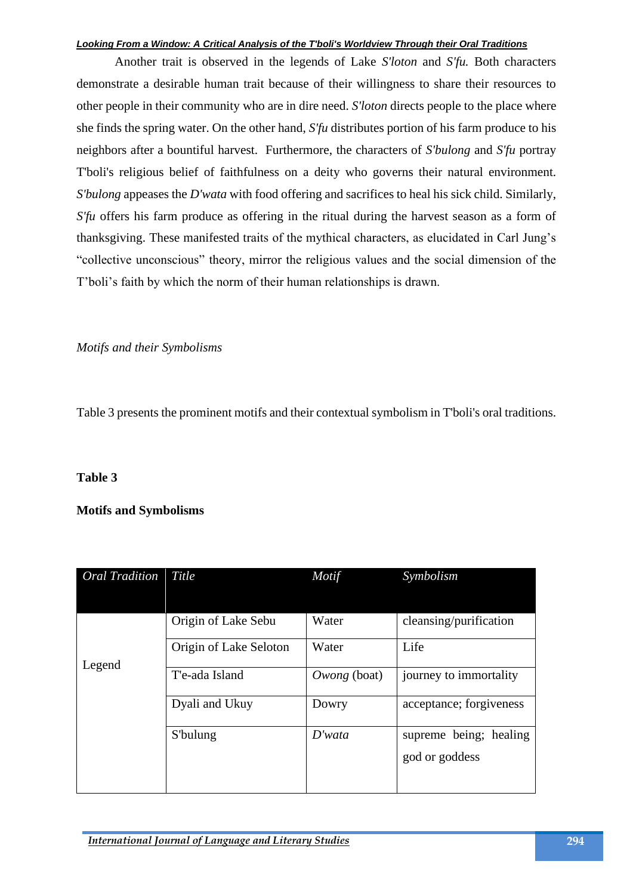Another trait is observed in the legends of Lake *S'loton* and *S'fu.* Both characters demonstrate a desirable human trait because of their willingness to share their resources to other people in their community who are in dire need. *S'loton* directs people to the place where she finds the spring water. On the other hand, *S'fu* distributes portion of his farm produce to his neighbors after a bountiful harvest. Furthermore, the characters of *S'bulong* and *S'fu* portray T'boli's religious belief of faithfulness on a deity who governs their natural environment. *S'bulong* appeases the *D'wata* with food offering and sacrifices to heal his sick child. Similarly, *S'fu* offers his farm produce as offering in the ritual during the harvest season as a form of thanksgiving. These manifested traits of the mythical characters, as elucidated in Carl Jung's "collective unconscious" theory, mirror the religious values and the social dimension of the T'boli's faith by which the norm of their human relationships is drawn.

*Motifs and their Symbolisms*

Table 3 presents the prominent motifs and their contextual symbolism in T'boli's oral traditions.

**Table 3**

**Motifs and Symbolisms**

| *Oral Tradition* | *Title* | *Motif* | *Symbolism* |
|---|---|---|---|
| Legend | Origin of Lake Sebu | Water | cleansing/purification |
| | Origin of Lake Seloton | Water | Life |
| | T'e-ada Island | *Owong* (boat) | journey to immortality |
| | Dyali and Ukuy | Dowry | acceptance; forgiveness |
| | S'bulung | *D'wata* | supreme being; healing god or goddess |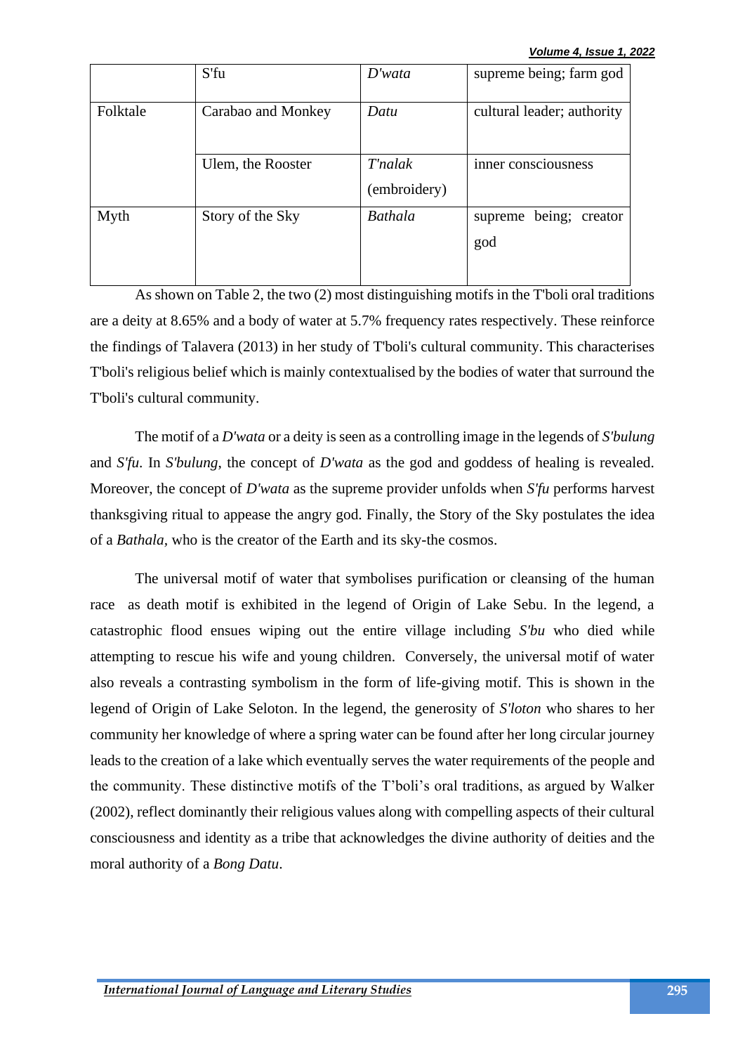| | | | |
|---|---|---|---|
| | S'fu | *D'wata* | supreme being; farm god |
| Folktale | Carabao and Monkey | *Datu* | cultural leader; authority |
| | Ulem, the Rooster | *T'nalak* (embroidery) | inner consciousness |
| Myth | Story of the Sky | *Bathala* | supreme being; creator god |

As shown on Table 2, the two (2) most distinguishing motifs in the T'boli oral traditions are a deity at 8.65% and a body of water at 5.7% frequency rates respectively. These reinforce the findings of Talavera (2013) in her study of T'boli's cultural community. This characterises T'boli's religious belief which is mainly contextualised by the bodies of water that surround the T'boli's cultural community.

The motif of a *D'wata* or a deity is seen as a controlling image in the legends of *S'bulung* and *S'fu*. In *S'bulung*, the concept of *D'wata* as the god and goddess of healing is revealed. Moreover, the concept of *D'wata* as the supreme provider unfolds when *S'fu* performs harvest thanksgiving ritual to appease the angry god. Finally, the Story of the Sky postulates the idea of a *Bathala*, who is the creator of the Earth and its sky-the cosmos.

The universal motif of water that symbolises purification or cleansing of the human race as death motif is exhibited in the legend of Origin of Lake Sebu. In the legend, a catastrophic flood ensues wiping out the entire village including *S'bu* who died while attempting to rescue his wife and young children. Conversely, the universal motif of water also reveals a contrasting symbolism in the form of life-giving motif. This is shown in the legend of Origin of Lake Seloton. In the legend, the generosity of *S'loton* who shares to her community her knowledge of where a spring water can be found after her long circular journey leads to the creation of a lake which eventually serves the water requirements of the people and the community. These distinctive motifs of the T'boli's oral traditions, as argued by Walker (2002), reflect dominantly their religious values along with compelling aspects of their cultural consciousness and identity as a tribe that acknowledges the divine authority of deities and the moral authority of a *Bong Datu*.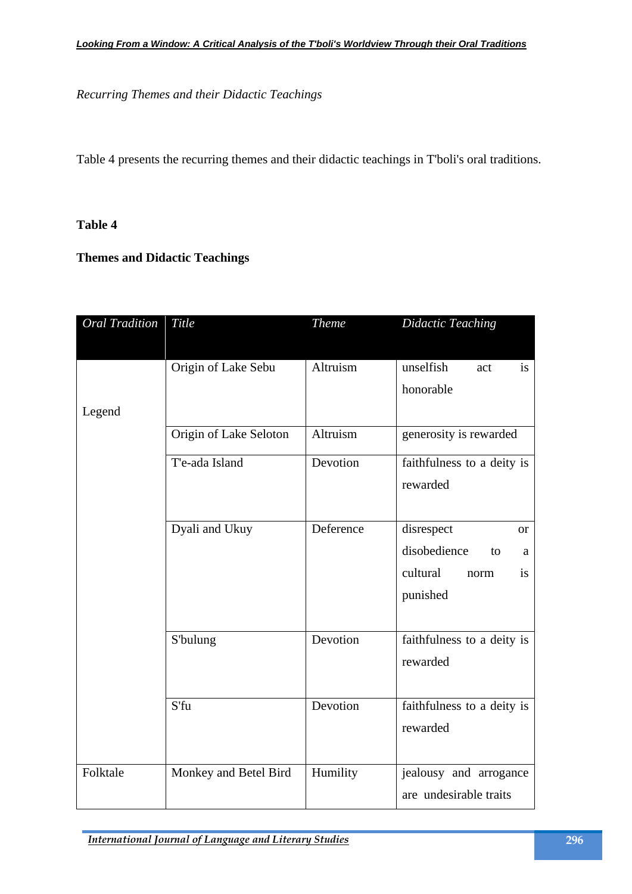*Recurring Themes and their Didactic Teachings*

Table 4 presents the recurring themes and their didactic teachings in T'boli's oral traditions.

**Table 4**

**Themes and Didactic Teachings**

| *Oral Tradition* | *Title* | *Theme* | *Didactic Teaching* |
|---|---|---|---|
| Legend | Origin of Lake Sebu | Altruism | unselfish act is honorable |
| | Origin of Lake Seloton | Altruism | generosity is rewarded |
| | T'e-ada Island | Devotion | faithfulness to a deity is rewarded |
| | Dyali and Ukuy | Deference | disrespect or disobedience to a cultural norm is punished |
| | S'bulung | Devotion | faithfulness to a deity is rewarded |
| | S'fu | Devotion | faithfulness to a deity is rewarded |
| Folktale | Monkey and Betel Bird | Humility | jealousy and arrogance are undesirable traits |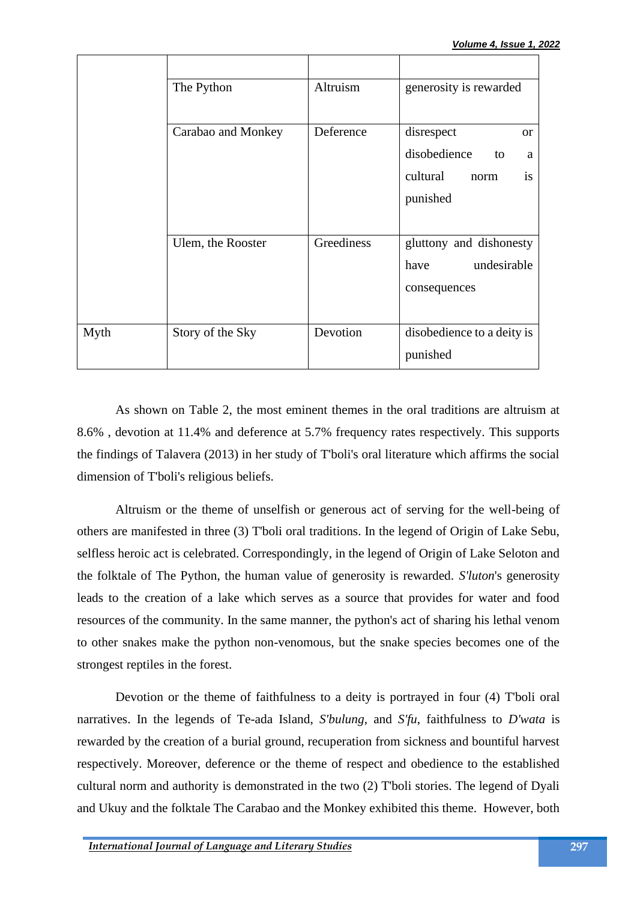| | | | |
|---|---|---|---|
| | | | |
| | The Python | Altruism | generosity is rewarded |
| | Carabao and Monkey | Deference | disrespect or disobedience to a cultural norm is punished |
| | Ulem, the Rooster | Greediness | gluttony and dishonesty have undesirable consequences |
| Myth | Story of the Sky | Devotion | disobedience to a deity is punished |

As shown on Table 2, the most eminent themes in the oral traditions are altruism at 8.6% , devotion at 11.4% and deference at 5.7% frequency rates respectively. This supports the findings of Talavera (2013) in her study of T'boli's oral literature which affirms the social dimension of T'boli's religious beliefs.

Altruism or the theme of unselfish or generous act of serving for the well-being of others are manifested in three (3) T'boli oral traditions. In the legend of Origin of Lake Sebu, selfless heroic act is celebrated. Correspondingly, in the legend of Origin of Lake Seloton and the folktale of The Python, the human value of generosity is rewarded. *S'luton*'s generosity leads to the creation of a lake which serves as a source that provides for water and food resources of the community. In the same manner, the python's act of sharing his lethal venom to other snakes make the python non-venomous, but the snake species becomes one of the strongest reptiles in the forest.

Devotion or the theme of faithfulness to a deity is portrayed in four (4) T'boli oral narratives. In the legends of Te-ada Island, *S'bulung*, and *S'fu*, faithfulness to *D'wata* is rewarded by the creation of a burial ground, recuperation from sickness and bountiful harvest respectively. Moreover, deference or the theme of respect and obedience to the established cultural norm and authority is demonstrated in the two (2) T'boli stories. The legend of Dyali and Ukuy and the folktale The Carabao and the Monkey exhibited this theme. However, both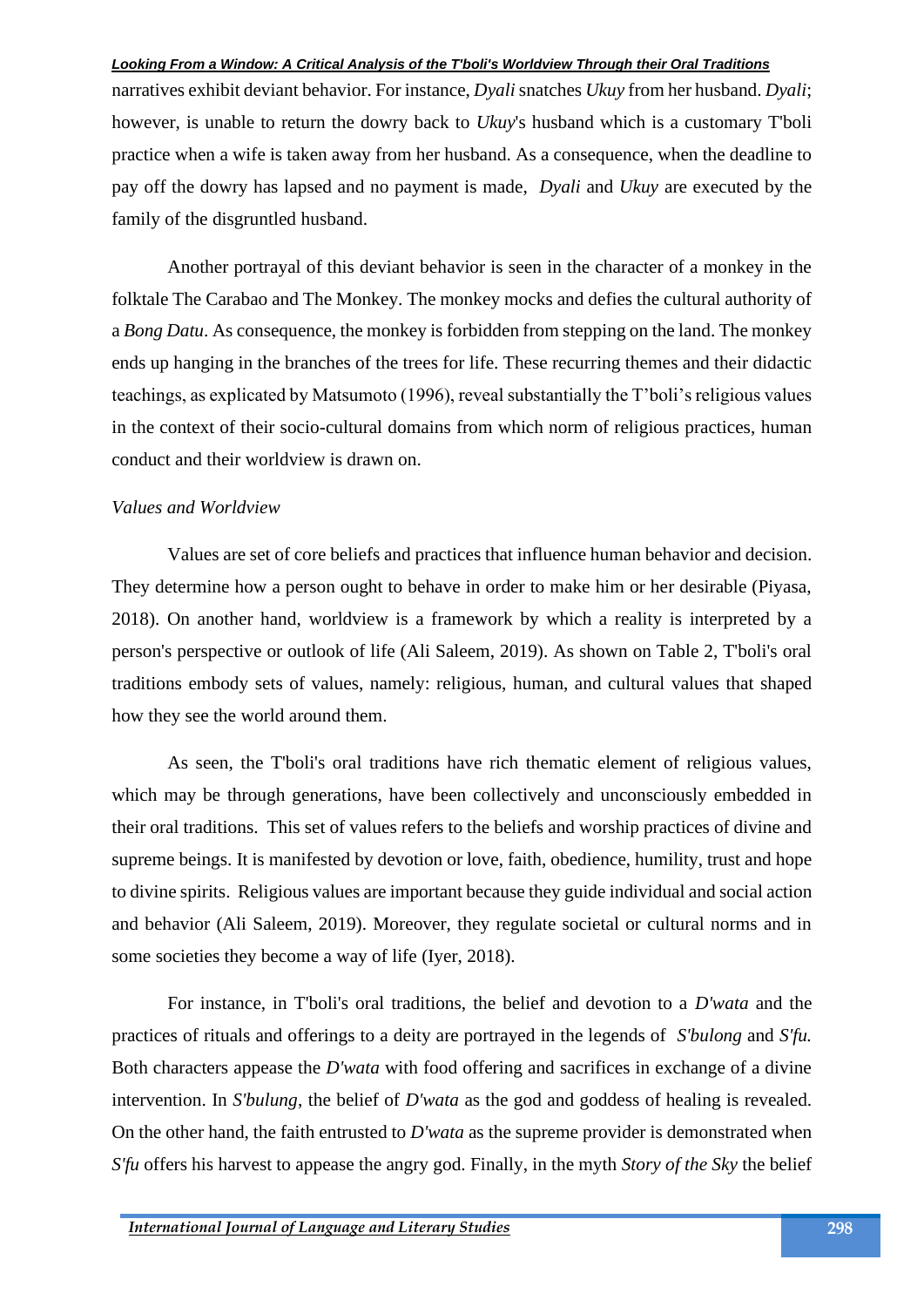narratives exhibit deviant behavior. For instance, *Dyali* snatches *Ukuy* from her husband. *Dyali*; however, is unable to return the dowry back to *Ukuy*'s husband which is a customary T'boli practice when a wife is taken away from her husband. As a consequence, when the deadline to pay off the dowry has lapsed and no payment is made, *Dyali* and *Ukuy* are executed by the family of the disgruntled husband.

Another portrayal of this deviant behavior is seen in the character of a monkey in the folktale The Carabao and The Monkey. The monkey mocks and defies the cultural authority of a *Bong Datu*. As consequence, the monkey is forbidden from stepping on the land. The monkey ends up hanging in the branches of the trees for life. These recurring themes and their didactic teachings, as explicated by Matsumoto (1996), reveal substantially the T'boli's religious values in the context of their socio-cultural domains from which norm of religious practices, human conduct and their worldview is drawn on.

*Values and Worldview*

Values are set of core beliefs and practices that influence human behavior and decision. They determine how a person ought to behave in order to make him or her desirable (Piyasa, 2018). On another hand, worldview is a framework by which a reality is interpreted by a person's perspective or outlook of life (Ali Saleem, 2019). As shown on Table 2, T'boli's oral traditions embody sets of values, namely: religious, human, and cultural values that shaped how they see the world around them.

As seen, the T'boli's oral traditions have rich thematic element of religious values, which may be through generations, have been collectively and unconsciously embedded in their oral traditions. This set of values refers to the beliefs and worship practices of divine and supreme beings. It is manifested by devotion or love, faith, obedience, humility, trust and hope to divine spirits. Religious values are important because they guide individual and social action and behavior (Ali Saleem, 2019). Moreover, they regulate societal or cultural norms and in some societies they become a way of life (Iyer, 2018).

For instance, in T'boli's oral traditions, the belief and devotion to a *D'wata* and the practices of rituals and offerings to a deity are portrayed in the legends of *S'bulong* and *S'fu.* Both characters appease the *D'wata* with food offering and sacrifices in exchange of a divine intervention. In *S'bulung*, the belief of *D'wata* as the god and goddess of healing is revealed. On the other hand, the faith entrusted to *D'wata* as the supreme provider is demonstrated when *S'fu* offers his harvest to appease the angry god. Finally, in the myth *Story of the Sky* the belief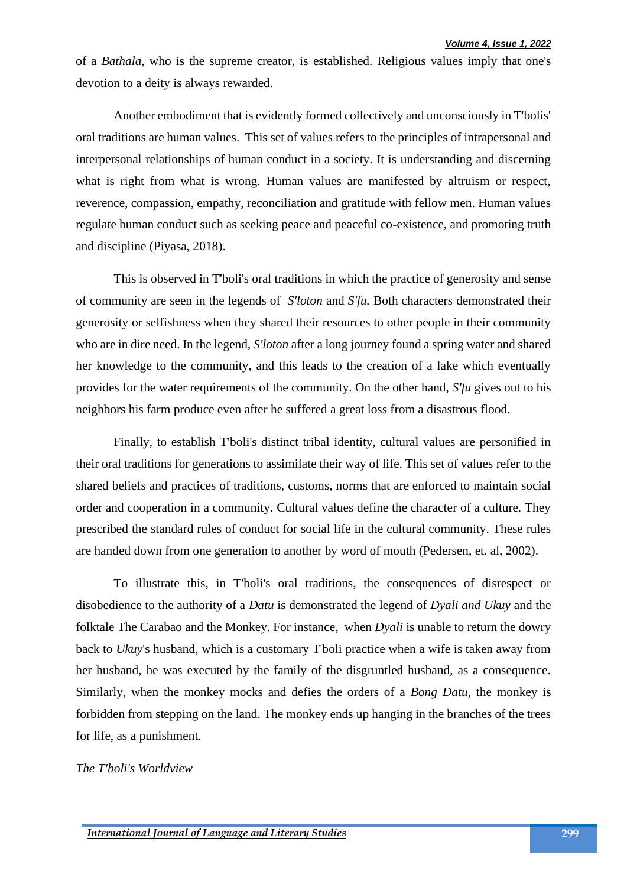of a *Bathala*, who is the supreme creator, is established. Religious values imply that one's devotion to a deity is always rewarded.

Another embodiment that is evidently formed collectively and unconsciously in T'bolis' oral traditions are human values. This set of values refers to the principles of intrapersonal and interpersonal relationships of human conduct in a society. It is understanding and discerning what is right from what is wrong. Human values are manifested by altruism or respect, reverence, compassion, empathy, reconciliation and gratitude with fellow men. Human values regulate human conduct such as seeking peace and peaceful co-existence, and promoting truth and discipline (Piyasa, 2018).

This is observed in T'boli's oral traditions in which the practice of generosity and sense of community are seen in the legends of *S'loton* and *S'fu.* Both characters demonstrated their generosity or selfishness when they shared their resources to other people in their community who are in dire need. In the legend, *S'loton* after a long journey found a spring water and shared her knowledge to the community, and this leads to the creation of a lake which eventually provides for the water requirements of the community. On the other hand, *S'fu* gives out to his neighbors his farm produce even after he suffered a great loss from a disastrous flood.

Finally, to establish T'boli's distinct tribal identity, cultural values are personified in their oral traditions for generations to assimilate their way of life. This set of values refer to the shared beliefs and practices of traditions, customs, norms that are enforced to maintain social order and cooperation in a community. Cultural values define the character of a culture. They prescribed the standard rules of conduct for social life in the cultural community. These rules are handed down from one generation to another by word of mouth (Pedersen, et. al, 2002).

To illustrate this, in T'boli's oral traditions, the consequences of disrespect or disobedience to the authority of a *Datu* is demonstrated the legend of *Dyali and Ukuy* and the folktale The Carabao and the Monkey. For instance, when *Dyali* is unable to return the dowry back to *Ukuy*'s husband, which is a customary T'boli practice when a wife is taken away from her husband, he was executed by the family of the disgruntled husband, as a consequence. Similarly, when the monkey mocks and defies the orders of a *Bong Datu*, the monkey is forbidden from stepping on the land. The monkey ends up hanging in the branches of the trees for life, as a punishment.

*The T'boli's Worldview*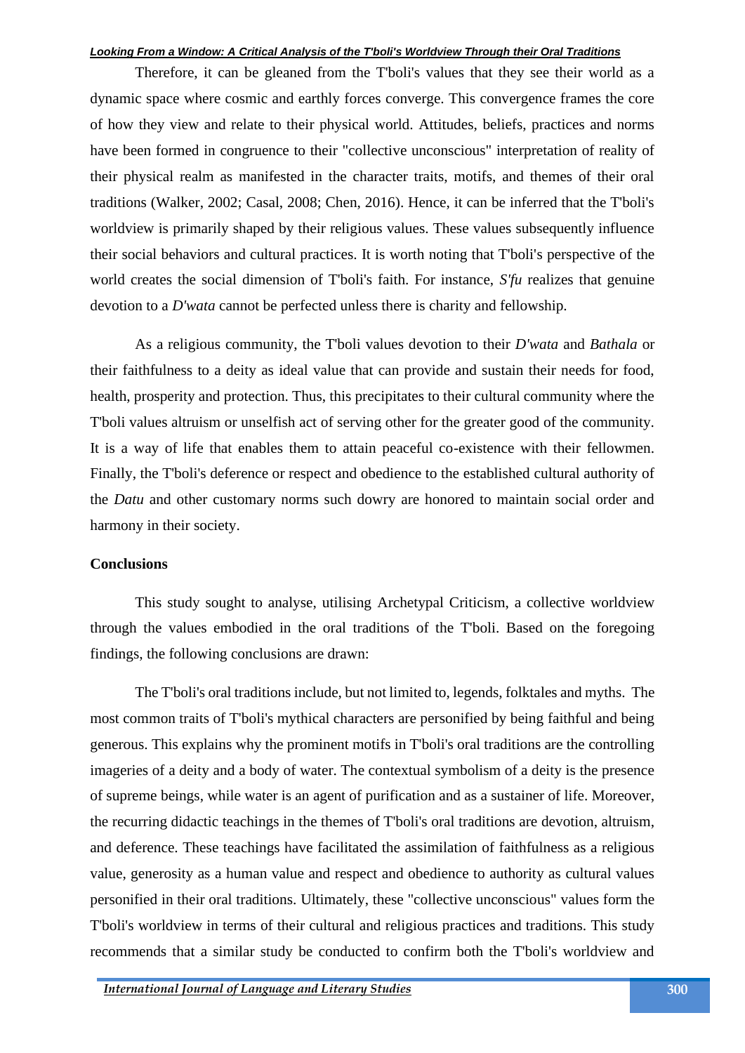Therefore, it can be gleaned from the T'boli's values that they see their world as a dynamic space where cosmic and earthly forces converge. This convergence frames the core of how they view and relate to their physical world. Attitudes, beliefs, practices and norms have been formed in congruence to their "collective unconscious" interpretation of reality of their physical realm as manifested in the character traits, motifs, and themes of their oral traditions (Walker, 2002; Casal, 2008; Chen, 2016). Hence, it can be inferred that the T'boli's worldview is primarily shaped by their religious values. These values subsequently influence their social behaviors and cultural practices. It is worth noting that T'boli's perspective of the world creates the social dimension of T'boli's faith. For instance, *S'fu* realizes that genuine devotion to a *D'wata* cannot be perfected unless there is charity and fellowship.

As a religious community, the T'boli values devotion to their *D'wata* and *Bathala* or their faithfulness to a deity as ideal value that can provide and sustain their needs for food, health, prosperity and protection. Thus, this precipitates to their cultural community where the T'boli values altruism or unselfish act of serving other for the greater good of the community. It is a way of life that enables them to attain peaceful co-existence with their fellowmen. Finally, the T'boli's deference or respect and obedience to the established cultural authority of the *Datu* and other customary norms such dowry are honored to maintain social order and harmony in their society.

## Conclusions

This study sought to analyse, utilising Archetypal Criticism, a collective worldview through the values embodied in the oral traditions of the T'boli. Based on the foregoing findings, the following conclusions are drawn:

The T'boli's oral traditions include, but not limited to, legends, folktales and myths. The most common traits of T'boli's mythical characters are personified by being faithful and being generous. This explains why the prominent motifs in T'boli's oral traditions are the controlling imageries of a deity and a body of water. The contextual symbolism of a deity is the presence of supreme beings, while water is an agent of purification and as a sustainer of life. Moreover, the recurring didactic teachings in the themes of T'boli's oral traditions are devotion, altruism, and deference. These teachings have facilitated the assimilation of faithfulness as a religious value, generosity as a human value and respect and obedience to authority as cultural values personified in their oral traditions. Ultimately, these "collective unconscious" values form the T'boli's worldview in terms of their cultural and religious practices and traditions. This study recommends that a similar study be conducted to confirm both the T'boli's worldview and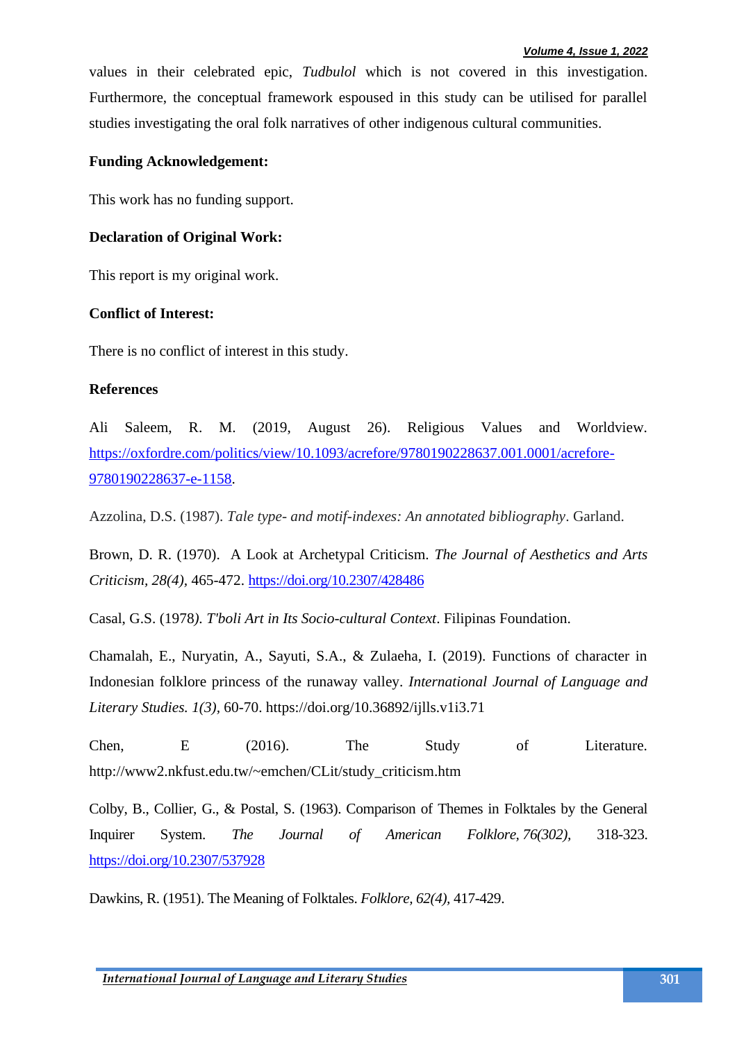values in their celebrated epic, *Tudbulol* which is not covered in this investigation. Furthermore, the conceptual framework espoused in this study can be utilised for parallel studies investigating the oral folk narratives of other indigenous cultural communities.

**Funding Acknowledgement:**

This work has no funding support.

**Declaration of Original Work:**

This report is my original work.

**Conflict of Interest:**

There is no conflict of interest in this study.

**References**

Ali Saleem, R. M. (2019, August 26). Religious Values and Worldview. https://oxfordre.com/politics/view/10.1093/acrefore/9780190228637.001.0001/acrefore-9780190228637-e-1158.

Azzolina, D.S. (1987). *Tale type- and motif-indexes: An annotated bibliography*. Garland.

Brown, D. R. (1970). A Look at Archetypal Criticism. *The Journal of Aesthetics and Arts Criticism, 28(4)*, 465-472. https://doi.org/10.2307/428486

Casal, G.S. (1978*). T'boli Art in Its Socio-cultural Context*. Filipinas Foundation.

Chamalah, E., Nuryatin, A., Sayuti, S.A., & Zulaeha, I. (2019). Functions of character in Indonesian folklore princess of the runaway valley. *International Journal of Language and Literary Studies. 1(3)*, 60-70. https://doi.org/10.36892/ijlls.v1i3.71

Chen, E (2016). The Study of Literature. http://www2.nkfust.edu.tw/~emchen/CLit/study_criticism.htm

Colby, B., Collier, G., & Postal, S. (1963). Comparison of Themes in Folktales by the General Inquirer System. *The Journal of American Folklore*, *76(302),* 318-323. https://doi.org/10.2307/537928

Dawkins, R. (1951). The Meaning of Folktales. *Folklore*, *62(4)*, 417-429.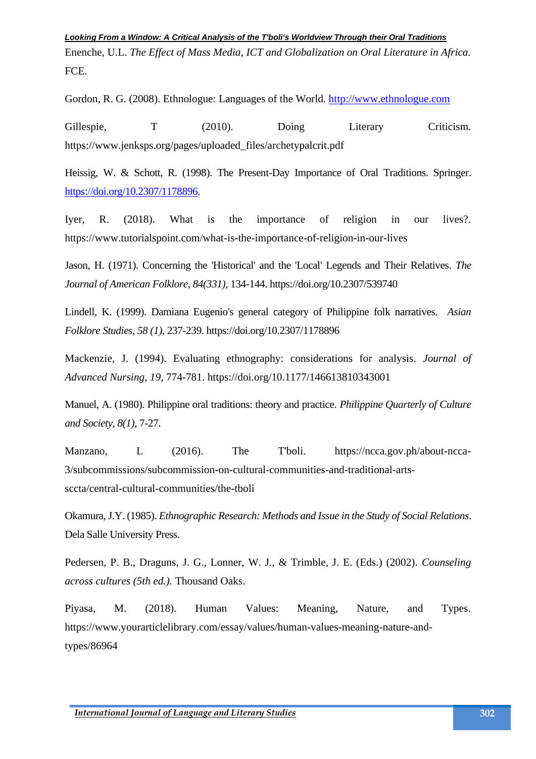Enenche, U.L. *The Effect of Mass Media, ICT and Globalization on Oral Literature in Africa.* FCE.

Gordon, R. G. (2008). Ethnologue: Languages of the World. http://www.ethnologue.com

Gillespie, T (2010). Doing Literary Criticism. https://www.jenksps.org/pages/uploaded_files/archetypalcrit.pdf

Heissig, W. & Schott, R. (1998). The Present-Day Importance of Oral Traditions. Springer. https://doi.org/10.2307/1178896.

Iyer, R. (2018). What is the importance of religion in our lives?. https://www.tutorialspoint.com/what-is-the-importance-of-religion-in-our-lives

Jason, H. (1971). Concerning the 'Historical' and the 'Local' Legends and Their Relatives. *The Journal of American Folklore, 84(331),* 134-144. https://doi.org/10.2307/539740

Lindell, K. (1999). Damiana Eugenio's general category of Philippine folk narratives. *Asian Folklore Studies, 58 (1),* 237-239. https://doi.org/10.2307/1178896

Mackenzie, J. (1994). Evaluating ethnography: considerations for analysis. *Journal of Advanced Nursing, 19,* 774-781. https://doi.org/10.1177/146613810343001

Manuel, A. (1980). Philippine oral traditions: theory and practice. *Philippine Quarterly of Culture and Society, 8(1),* 7-27.

Manzano, L (2016). The T'boli. https://ncca.gov.ph/about-ncca-3/subcommissions/subcommission-on-cultural-communities-and-traditional-arts-sccta/central-cultural-communities/the-tboli

Okamura, J.Y. (1985). *Ethnographic Research: Methods and Issue in the Study of Social Relations*. Dela Salle University Press.

Pedersen, P. B., Draguns, J. G., Lonner, W. J., & Trimble, J. E. (Eds.) (2002). *Counseling across cultures (5th ed.).* Thousand Oaks.

Piyasa, M. (2018). Human Values: Meaning, Nature, and Types. https://www.yourarticlelibrary.com/essay/values/human-values-meaning-nature-and-types/86964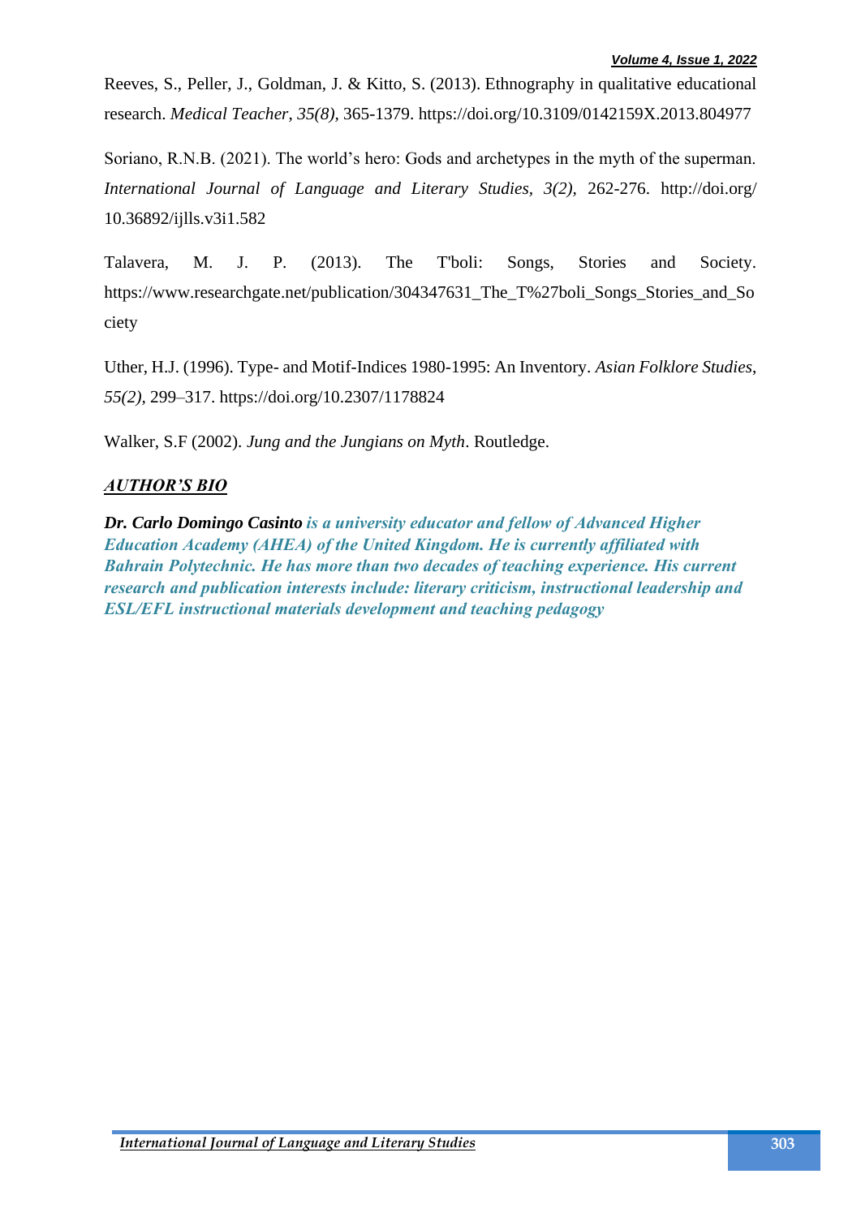Reeves, S., Peller, J., Goldman, J. & Kitto, S. (2013). Ethnography in qualitative educational research. *Medical Teacher*, *35(8),* 365-1379. https://doi.org/10.3109/0142159X.2013.804977

Soriano, R.N.B. (2021). The world's hero: Gods and archetypes in the myth of the superman. *International Journal of Language and Literary Studies, 3(2),* 262-276. http://doi.org/ 10.36892/ijlls.v3i1.582

Talavera, M. J. P. (2013). The T'boli: Songs, Stories and Society. https://www.researchgate.net/publication/304347631_The_T%27boli_Songs_Stories_and_Society

Uther, H.J. (1996). Type- and Motif-Indices 1980-1995: An Inventory. *Asian Folklore Studies*, *55(2),* 299–317. https://doi.org/10.2307/1178824

Walker, S.F (2002). *Jung and the Jungians on Myth*. Routledge.

## *AUTHOR'S BIO*

***Dr. Carlo Domingo Casinto*** ***is a university educator and fellow of Advanced Higher Education Academy (AHEA) of the United Kingdom. He is currently affiliated with Bahrain Polytechnic. He has more than two decades of teaching experience. His current research and publication interests include: literary criticism, instructional leadership and ESL/EFL instructional materials development and teaching pedagogy***